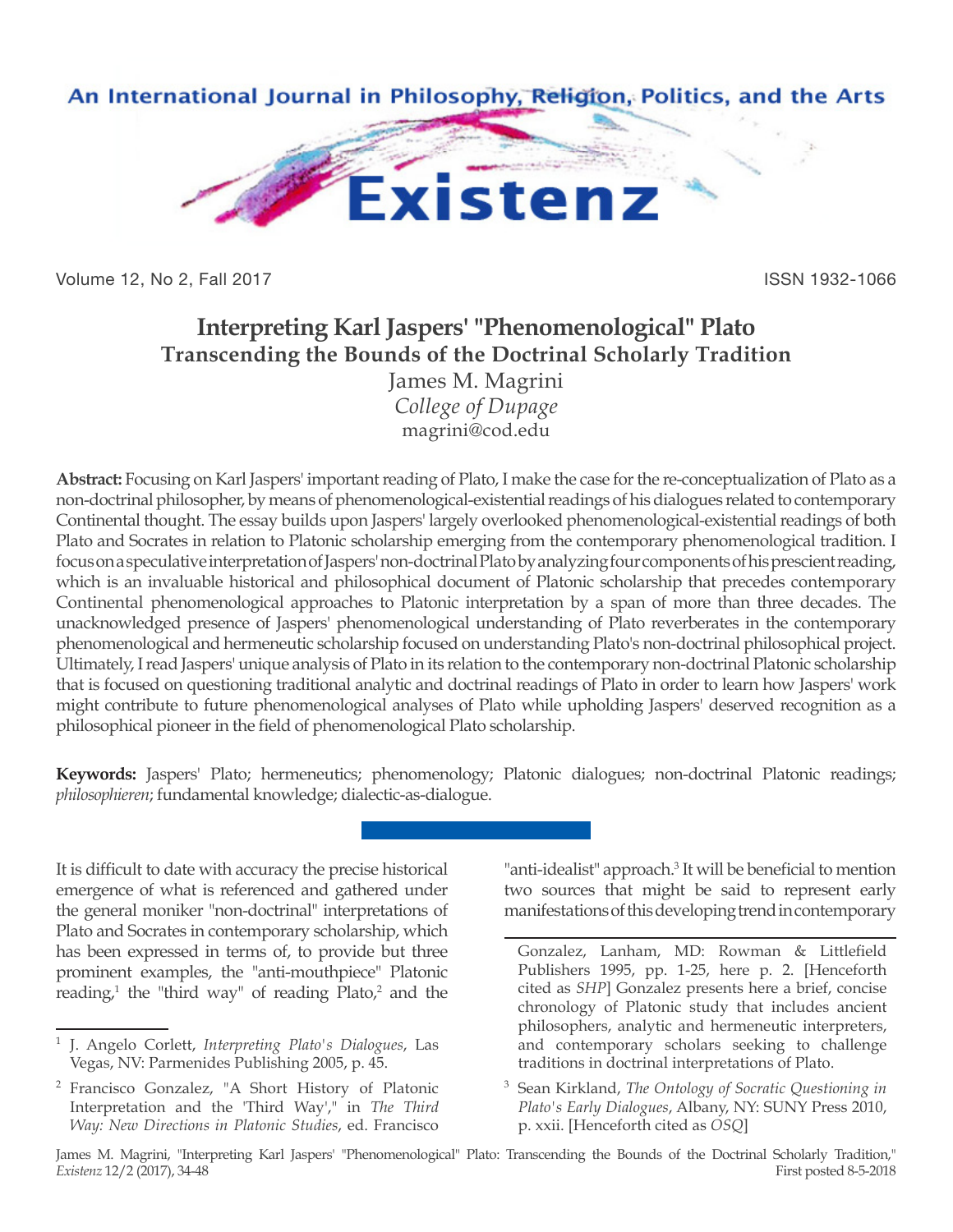# Interpreting Karl Jaspers' "Phenomenological" Plato

## Transcending the Bounds of the Doctrinal Scholarly Tradition

James M. Magrini
*College of Dupage*
magrini@cod.edu

**Abstract:** Focusing on Karl Jaspers' important reading of Plato, I make the case for the re-conceptualization of Plato as a non-doctrinal philosopher, by means of phenomenological-existential readings of his dialogues related to contemporary Continental thought. The essay builds upon Jaspers' largely overlooked phenomenological-existential readings of both Plato and Socrates in relation to Platonic scholarship emerging from the contemporary phenomenological tradition. I focus on a speculative interpretation of Jaspers' non-doctrinal Plato by analyzing four components of his prescient reading, which is an invaluable historical and philosophical document of Platonic scholarship that precedes contemporary Continental phenomenological approaches to Platonic interpretation by a span of more than three decades. The unacknowledged presence of Jaspers' phenomenological understanding of Plato reverberates in the contemporary phenomenological and hermeneutic scholarship focused on understanding Plato's non-doctrinal philosophical project. Ultimately, I read Jaspers' unique analysis of Plato in its relation to the contemporary non-doctrinal Platonic scholarship that is focused on questioning traditional analytic and doctrinal readings of Plato in order to learn how Jaspers' work might contribute to future phenomenological analyses of Plato while upholding Jaspers' deserved recognition as a philosophical pioneer in the field of phenomenological Plato scholarship.

**Keywords:** Jaspers' Plato; hermeneutics; phenomenology; Platonic dialogues; non-doctrinal Platonic readings; *philosophieren*; fundamental knowledge; dialectic-as-dialogue.

---

It is difficult to date with accuracy the precise historical emergence of what is referenced and gathered under the general moniker "non-doctrinal" interpretations of Plato and Socrates in contemporary scholarship, which has been expressed in terms of, to provide but three prominent examples, the "anti-mouthpiece" Platonic reading,[1] the "third way" of reading Plato,[2] and the "anti-idealist" approach.[3] It will be beneficial to mention two sources that might be said to represent early manifestations of this developing trend in contemporary

---

[1] J. Angelo Corlett, *Interpreting Plato's Dialogues*, Las Vegas, NV: Parmenides Publishing 2005, p. 45.

[2] Francisco Gonzalez, "A Short History of Platonic Interpretation and the 'Third Way'," in *The Third Way: New Directions in Platonic Studies*, ed. Francisco Gonzalez, Lanham, MD: Rowman & Littlefield Publishers 1995, pp. 1-25, here p. 2. [Henceforth cited as *SHP*] Gonzalez presents here a brief, concise chronology of Platonic study that includes ancient philosophers, analytic and hermeneutic interpreters, and contemporary scholars seeking to challenge traditions in doctrinal interpretations of Plato.

[3] Sean Kirkland, *The Ontology of Socratic Questioning in Plato's Early Dialogues*, Albany, NY: SUNY Press 2010, p. xxii. [Henceforth cited as *OSQ*]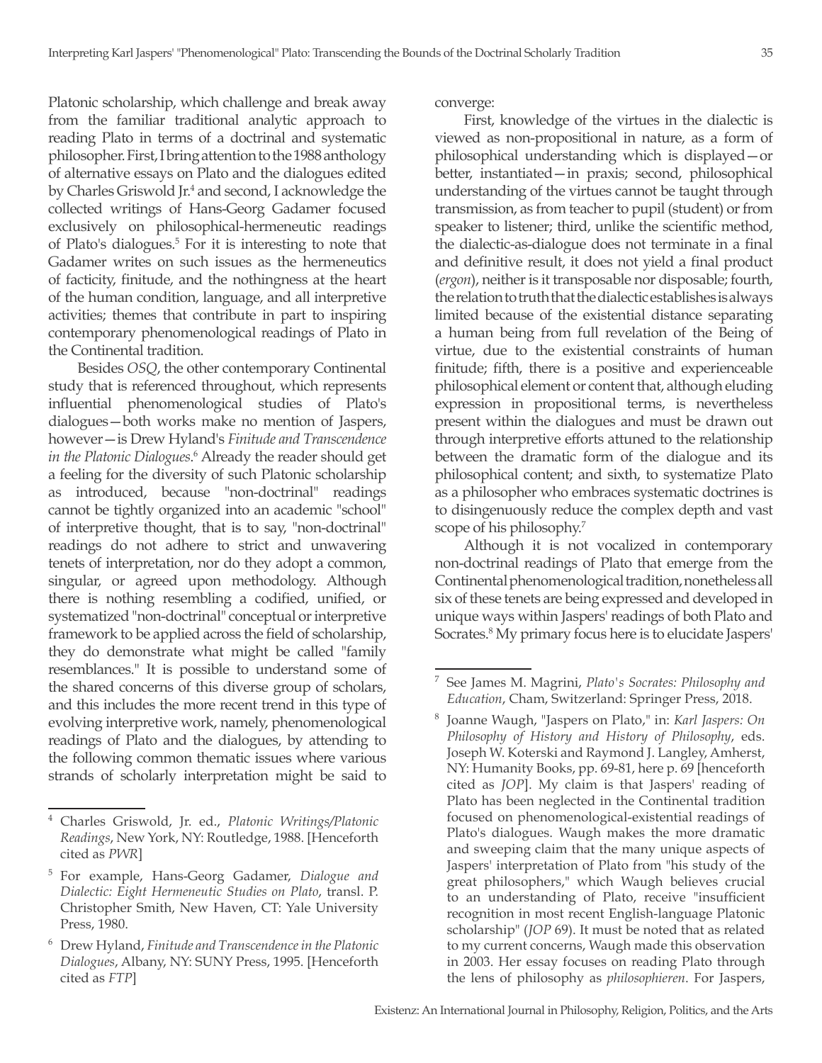Platonic scholarship, which challenge and break away from the familiar traditional analytic approach to reading Plato in terms of a doctrinal and systematic philosopher. First, I bring attention to the 1988 anthology of alternative essays on Plato and the dialogues edited by Charles Griswold Jr.[4] and second, I acknowledge the collected writings of Hans-Georg Gadamer focused exclusively on philosophical-hermeneutic readings of Plato's dialogues.[5] For it is interesting to note that Gadamer writes on such issues as the hermeneutics of facticity, finitude, and the nothingness at the heart of the human condition, language, and all interpretive activities; themes that contribute in part to inspiring contemporary phenomenological readings of Plato in the Continental tradition.

Besides *OSQ*, the other contemporary Continental study that is referenced throughout, which represents influential phenomenological studies of Plato's dialogues—both works make no mention of Jaspers, however—is Drew Hyland's *Finitude and Transcendence in the Platonic Dialogues*.[6] Already the reader should get a feeling for the diversity of such Platonic scholarship as introduced, because "non-doctrinal" readings cannot be tightly organized into an academic "school" of interpretive thought, that is to say, "non-doctrinal" readings do not adhere to strict and unwavering tenets of interpretation, nor do they adopt a common, singular, or agreed upon methodology. Although there is nothing resembling a codified, unified, or systematized "non-doctrinal" conceptual or interpretive framework to be applied across the field of scholarship, they do demonstrate what might be called "family resemblances." It is possible to understand some of the shared concerns of this diverse group of scholars, and this includes the more recent trend in this type of evolving interpretive work, namely, phenomenological readings of Plato and the dialogues, by attending to the following common thematic issues where various strands of scholarly interpretation might be said to converge:

First, knowledge of the virtues in the dialectic is viewed as non-propositional in nature, as a form of philosophical understanding which is displayed—or better, instantiated—in praxis; second, philosophical understanding of the virtues cannot be taught through transmission, as from teacher to pupil (student) or from speaker to listener; third, unlike the scientific method, the dialectic-as-dialogue does not terminate in a final and definitive result, it does not yield a final product (*ergon*), neither is it transposable nor disposable; fourth, the relation to truth that the dialectic establishes is always limited because of the existential distance separating a human being from full revelation of the Being of virtue, due to the existential constraints of human finitude; fifth, there is a positive and experienceable philosophical element or content that, although eluding expression in propositional terms, is nevertheless present within the dialogues and must be drawn out through interpretive efforts attuned to the relationship between the dramatic form of the dialogue and its philosophical content; and sixth, to systematize Plato as a philosopher who embraces systematic doctrines is to disingenuously reduce the complex depth and vast scope of his philosophy.[7]

Although it is not vocalized in contemporary non-doctrinal readings of Plato that emerge from the Continental phenomenological tradition, nonetheless all six of these tenets are being expressed and developed in unique ways within Jaspers' readings of both Plato and Socrates.[8] My primary focus here is to elucidate Jaspers'

---

[4] Charles Griswold, Jr. ed., *Platonic Writings/Platonic Readings*, New York, NY: Routledge, 1988. [Henceforth cited as *PWR*]

[5] For example, Hans-Georg Gadamer, *Dialogue and Dialectic: Eight Hermeneutic Studies on Plato*, transl. P. Christopher Smith, New Haven, CT: Yale University Press, 1980.

[6] Drew Hyland, *Finitude and Transcendence in the Platonic Dialogues*, Albany, NY: SUNY Press, 1995. [Henceforth cited as *FTP*]

[7] See James M. Magrini, *Plato's Socrates: Philosophy and Education*, Cham, Switzerland: Springer Press, 2018.

[8] Joanne Waugh, "Jaspers on Plato," in: *Karl Jaspers: On Philosophy of History and History of Philosophy*, eds. Joseph W. Koterski and Raymond J. Langley, Amherst, NY: Humanity Books, pp. 69-81, here p. 69 [henceforth cited as *JOP*]. My claim is that Jaspers' reading of Plato has been neglected in the Continental tradition focused on phenomenological-existential readings of Plato's dialogues. Waugh makes the more dramatic and sweeping claim that the many unique aspects of Jaspers' interpretation of Plato from "his study of the great philosophers," which Waugh believes crucial to an understanding of Plato, receive "insufficient recognition in most recent English-language Platonic scholarship" (*JOP* 69). It must be noted that as related to my current concerns, Waugh made this observation in 2003. Her essay focuses on reading Plato through the lens of philosophy as *philosophieren*. For Jaspers,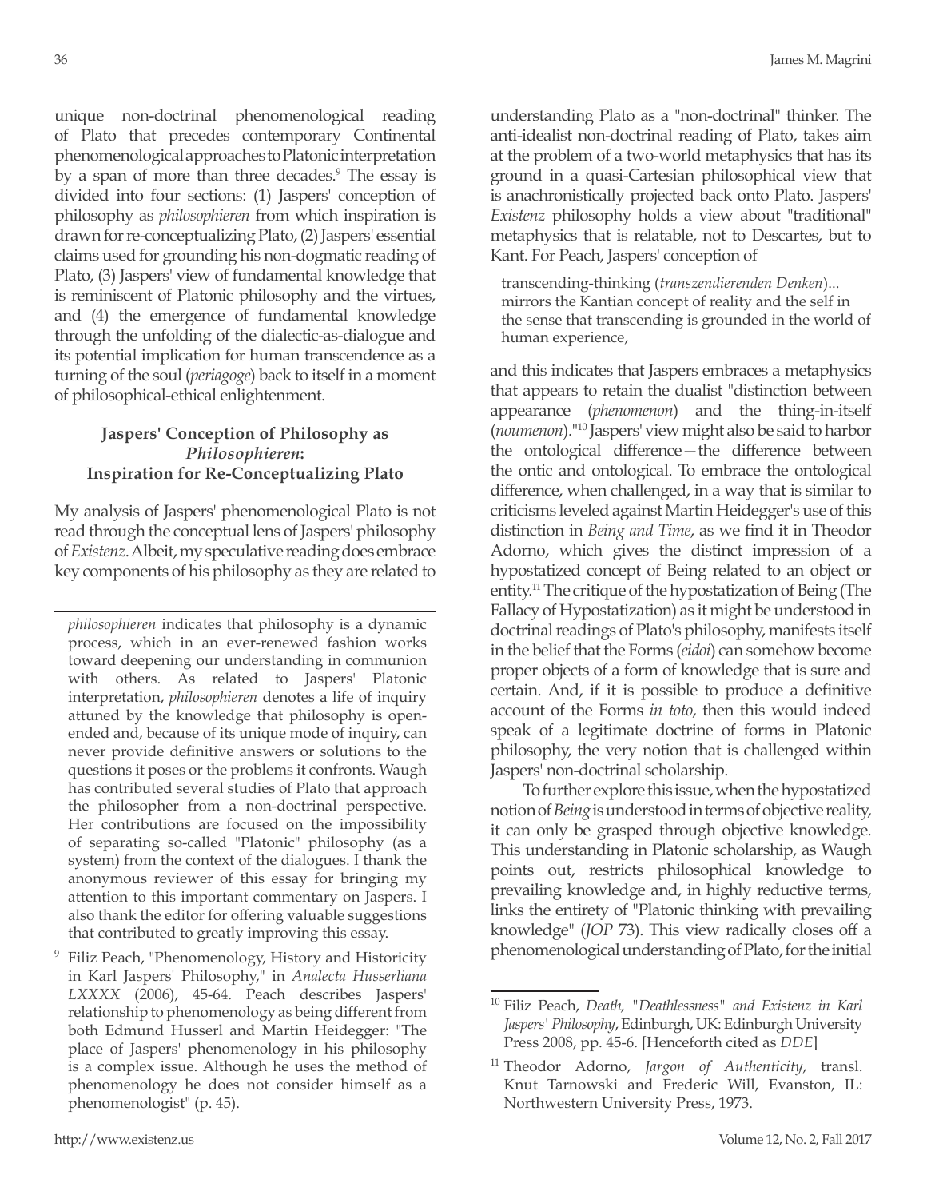unique non-doctrinal phenomenological reading of Plato that precedes contemporary Continental phenomenological approaches to Platonic interpretation by a span of more than three decades.[9] The essay is divided into four sections: (1) Jaspers' conception of philosophy as *philosophieren* from which inspiration is drawn for re-conceptualizing Plato, (2) Jaspers' essential claims used for grounding his non-dogmatic reading of Plato, (3) Jaspers' view of fundamental knowledge that is reminiscent of Platonic philosophy and the virtues, and (4) the emergence of fundamental knowledge through the unfolding of the dialectic-as-dialogue and its potential implication for human transcendence as a turning of the soul (*periagoge*) back to itself in a moment of philosophical-ethical enlightenment.

### Jaspers' Conception of Philosophy as *Philosophieren*: Inspiration for Re-Conceptualizing Plato

My analysis of Jaspers' phenomenological Plato is not read through the conceptual lens of Jaspers' philosophy of *Existenz*. Albeit, my speculative reading does embrace key components of his philosophy as they are related to understanding Plato as a "non-doctrinal" thinker. The anti-idealist non-doctrinal reading of Plato, takes aim at the problem of a two-world metaphysics that has its ground in a quasi-Cartesian philosophical view that is anachronistically projected back onto Plato. Jaspers' *Existenz* philosophy holds a view about "traditional" metaphysics that is relatable, not to Descartes, but to Kant. For Peach, Jaspers' conception of

> transcending-thinking (*transzendierenden Denken*)... mirrors the Kantian concept of reality and the self in the sense that transcending is grounded in the world of human experience,

and this indicates that Jaspers embraces a metaphysics that appears to retain the dualist "distinction between appearance (*phenomenon*) and the thing-in-itself (*noumenon*)."[10] Jaspers' view might also be said to harbor the ontological difference—the difference between the ontic and ontological. To embrace the ontological difference, when challenged, in a way that is similar to criticisms leveled against Martin Heidegger's use of this distinction in *Being and Time*, as we find it in Theodor Adorno, which gives the distinct impression of a hypostatized concept of Being related to an object or entity.[11] The critique of the hypostatization of Being (The Fallacy of Hypostatization) as it might be understood in doctrinal readings of Plato's philosophy, manifests itself in the belief that the Forms (*eidoi*) can somehow become proper objects of a form of knowledge that is sure and certain. And, if it is possible to produce a definitive account of the Forms *in toto*, then this would indeed speak of a legitimate doctrine of forms in Platonic philosophy, the very notion that is challenged within Jaspers' non-doctrinal scholarship.

To further explore this issue, when the hypostatized notion of *Being* is understood in terms of objective reality, it can only be grasped through objective knowledge. This understanding in Platonic scholarship, as Waugh points out, restricts philosophical knowledge to prevailing knowledge and, in highly reductive terms, links the entirety of "Platonic thinking with prevailing knowledge" (*JOP* 73). This view radically closes off a phenomenological understanding of Plato, for the initial

---

*philosophieren* indicates that philosophy is a dynamic process, which in an ever-renewed fashion works toward deepening our understanding in communion with others. As related to Jaspers' Platonic interpretation, *philosophieren* denotes a life of inquiry attuned by the knowledge that philosophy is open-ended and, because of its unique mode of inquiry, can never provide definitive answers or solutions to the questions it poses or the problems it confronts. Waugh has contributed several studies of Plato that approach the philosopher from a non-doctrinal perspective. Her contributions are focused on the impossibility of separating so-called "Platonic" philosophy (as a system) from the context of the dialogues. I thank the anonymous reviewer of this essay for bringing my attention to this important commentary on Jaspers. I also thank the editor for offering valuable suggestions that contributed to greatly improving this essay.

[9] Filiz Peach, "Phenomenology, History and Historicity in Karl Jaspers' Philosophy," in *Analecta Husserliana LXXXX* (2006), 45-64. Peach describes Jaspers' relationship to phenomenology as being different from both Edmund Husserl and Martin Heidegger: "The place of Jaspers' phenomenology in his philosophy is a complex issue. Although he uses the method of phenomenology he does not consider himself as a phenomenologist" (p. 45).

[10] Filiz Peach, *Death, "Deathlessness" and Existenz in Karl Jaspers' Philosophy*, Edinburgh, UK: Edinburgh University Press 2008, pp. 45-6. [Henceforth cited as *DDE*]

[11] Theodor Adorno, *Jargon of Authenticity*, transl. Knut Tarnowski and Frederic Will, Evanston, IL: Northwestern University Press, 1973.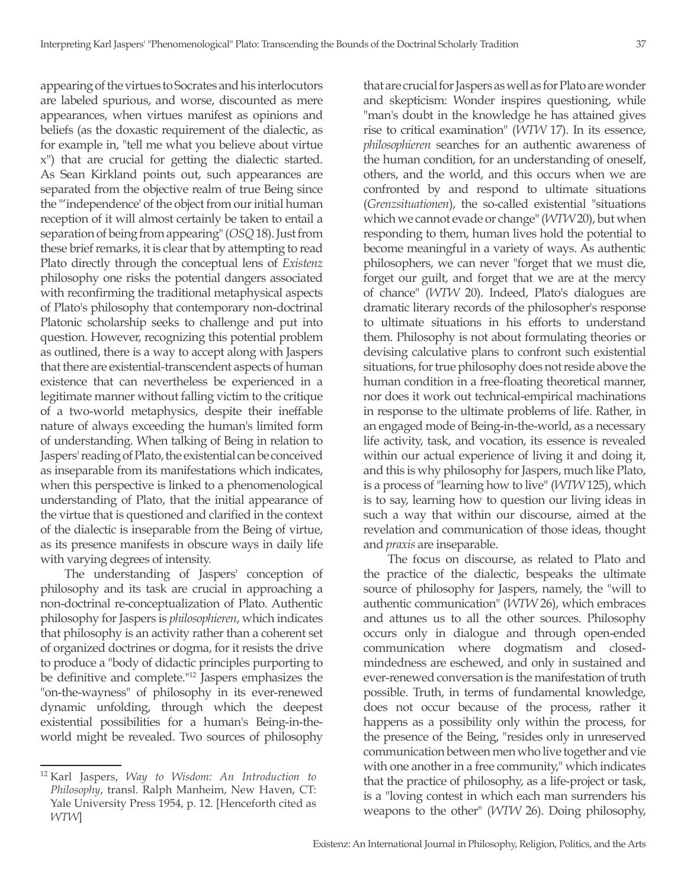appearing of the virtues to Socrates and his interlocutors are labeled spurious, and worse, discounted as mere appearances, when virtues manifest as opinions and beliefs (as the doxastic requirement of the dialectic, as for example in, "tell me what you believe about virtue x") that are crucial for getting the dialectic started. As Sean Kirkland points out, such appearances are separated from the objective realm of true Being since the "'independence' of the object from our initial human reception of it will almost certainly be taken to entail a separation of being from appearing" (*OSQ* 18). Just from these brief remarks, it is clear that by attempting to read Plato directly through the conceptual lens of *Existenz* philosophy one risks the potential dangers associated with reconfirming the traditional metaphysical aspects of Plato's philosophy that contemporary non-doctrinal Platonic scholarship seeks to challenge and put into question. However, recognizing this potential problem as outlined, there is a way to accept along with Jaspers that there are existential-transcendent aspects of human existence that can nevertheless be experienced in a legitimate manner without falling victim to the critique of a two-world metaphysics, despite their ineffable nature of always exceeding the human's limited form of understanding. When talking of Being in relation to Jaspers' reading of Plato, the existential can be conceived as inseparable from its manifestations which indicates, when this perspective is linked to a phenomenological understanding of Plato, that the initial appearance of the virtue that is questioned and clarified in the context of the dialectic is inseparable from the Being of virtue, as its presence manifests in obscure ways in daily life with varying degrees of intensity.

The understanding of Jaspers' conception of philosophy and its task are crucial in approaching a non-doctrinal re-conceptualization of Plato. Authentic philosophy for Jaspers is *philosophieren*, which indicates that philosophy is an activity rather than a coherent set of organized doctrines or dogma, for it resists the drive to produce a "body of didactic principles purporting to be definitive and complete."[12] Jaspers emphasizes the "on-the-wayness" of philosophy in its ever-renewed dynamic unfolding, through which the deepest existential possibilities for a human's Being-in-the-world might be revealed. Two sources of philosophy that are crucial for Jaspers as well as for Plato are wonder and skepticism: Wonder inspires questioning, while "man's doubt in the knowledge he has attained gives rise to critical examination" (*WTW* 17). In its essence, *philosophieren* searches for an authentic awareness of the human condition, for an understanding of oneself, others, and the world, and this occurs when we are confronted by and respond to ultimate situations (*Grenzsituationen*), the so-called existential "situations which we cannot evade or change" (*WTW* 20), but when responding to them, human lives hold the potential to become meaningful in a variety of ways. As authentic philosophers, we can never "forget that we must die, forget our guilt, and forget that we are at the mercy of chance" (*WTW* 20). Indeed, Plato's dialogues are dramatic literary records of the philosopher's response to ultimate situations in his efforts to understand them. Philosophy is not about formulating theories or devising calculative plans to confront such existential situations, for true philosophy does not reside above the human condition in a free-floating theoretical manner, nor does it work out technical-empirical machinations in response to the ultimate problems of life. Rather, in an engaged mode of Being-in-the-world, as a necessary life activity, task, and vocation, its essence is revealed within our actual experience of living it and doing it, and this is why philosophy for Jaspers, much like Plato, is a process of "learning how to live" (*WTW* 125), which is to say, learning how to question our living ideas in such a way that within our discourse, aimed at the revelation and communication of those ideas, thought and *praxis* are inseparable.

The focus on discourse, as related to Plato and the practice of the dialectic, bespeaks the ultimate source of philosophy for Jaspers, namely, the "will to authentic communication" (*WTW* 26), which embraces and attunes us to all the other sources. Philosophy occurs only in dialogue and through open-ended communication where dogmatism and closed-mindedness are eschewed, and only in sustained and ever-renewed conversation is the manifestation of truth possible. Truth, in terms of fundamental knowledge, does not occur because of the process, rather it happens as a possibility only within the process, for the presence of the Being, "resides only in unreserved communication between men who live together and vie with one another in a free community," which indicates that the practice of philosophy, as a life-project or task, is a "loving contest in which each man surrenders his weapons to the other" (*WTW* 26). Doing philosophy,

---

[12] Karl Jaspers, *Way to Wisdom: An Introduction to Philosophy*, transl. Ralph Manheim, New Haven, CT: Yale University Press 1954, p. 12. [Henceforth cited as *WTW*]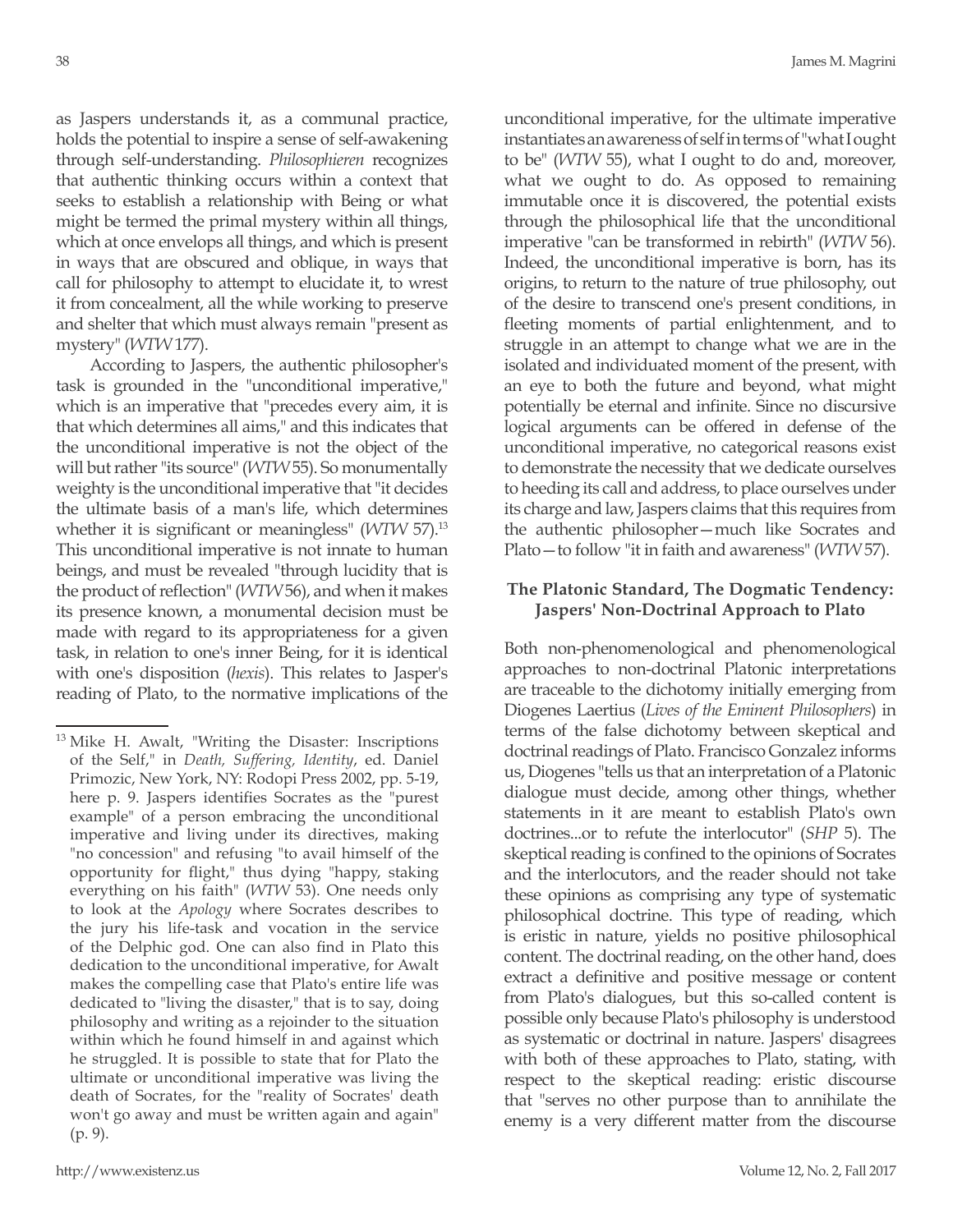as Jaspers understands it, as a communal practice, holds the potential to inspire a sense of self-awakening through self-understanding. *Philosophieren* recognizes that authentic thinking occurs within a context that seeks to establish a relationship with Being or what might be termed the primal mystery within all things, which at once envelops all things, and which is present in ways that are obscured and oblique, in ways that call for philosophy to attempt to elucidate it, to wrest it from concealment, all the while working to preserve and shelter that which must always remain "present as mystery" (*WTW* 177).

According to Jaspers, the authentic philosopher's task is grounded in the "unconditional imperative," which is an imperative that "precedes every aim, it is that which determines all aims," and this indicates that the unconditional imperative is not the object of the will but rather "its source" (*WTW* 55). So monumentally weighty is the unconditional imperative that "it decides the ultimate basis of a man's life, which determines whether it is significant or meaningless" (*WTW* 57).[13] This unconditional imperative is not innate to human beings, and must be revealed "through lucidity that is the product of reflection" (*WTW* 56), and when it makes its presence known, a monumental decision must be made with regard to its appropriateness for a given task, in relation to one's inner Being, for it is identical with one's disposition (*hexis*). This relates to Jasper's reading of Plato, to the normative implications of the unconditional imperative, for the ultimate imperative instantiates an awareness of self in terms of "what I ought to be" (*WTW* 55), what I ought to do and, moreover, what we ought to do. As opposed to remaining immutable once it is discovered, the potential exists through the philosophical life that the unconditional imperative "can be transformed in rebirth" (*WTW* 56). Indeed, the unconditional imperative is born, has its origins, to return to the nature of true philosophy, out of the desire to transcend one's present conditions, in fleeting moments of partial enlightenment, and to struggle in an attempt to change what we are in the isolated and individuated moment of the present, with an eye to both the future and beyond, what might potentially be eternal and infinite. Since no discursive logical arguments can be offered in defense of the unconditional imperative, no categorical reasons exist to demonstrate the necessity that we dedicate ourselves to heeding its call and address, to place ourselves under its charge and law, Jaspers claims that this requires from the authentic philosopher—much like Socrates and Plato—to follow "it in faith and awareness" (*WTW* 57).

### The Platonic Standard, The Dogmatic Tendency: Jaspers' Non-Doctrinal Approach to Plato

Both non-phenomenological and phenomenological approaches to non-doctrinal Platonic interpretations are traceable to the dichotomy initially emerging from Diogenes Laertius (*Lives of the Eminent Philosophers*) in terms of the false dichotomy between skeptical and doctrinal readings of Plato. Francisco Gonzalez informs us, Diogenes "tells us that an interpretation of a Platonic dialogue must decide, among other things, whether statements in it are meant to establish Plato's own doctrines...or to refute the interlocutor" (*SHP* 5). The skeptical reading is confined to the opinions of Socrates and the interlocutors, and the reader should not take these opinions as comprising any type of systematic philosophical doctrine. This type of reading, which is eristic in nature, yields no positive philosophical content. The doctrinal reading, on the other hand, does extract a definitive and positive message or content from Plato's dialogues, but this so-called content is possible only because Plato's philosophy is understood as systematic or doctrinal in nature. Jaspers' disagrees with both of these approaches to Plato, stating, with respect to the skeptical reading: eristic discourse that "serves no other purpose than to annihilate the enemy is a very different matter from the discourse

---

[13] Mike H. Awalt, "Writing the Disaster: Inscriptions of the Self," in *Death, Suffering, Identity*, ed. Daniel Primozic, New York, NY: Rodopi Press 2002, pp. 5-19, here p. 9. Jaspers identifies Socrates as the "purest example" of a person embracing the unconditional imperative and living under its directives, making "no concession" and refusing "to avail himself of the opportunity for flight," thus dying "happy, staking everything on his faith" (*WTW* 53). One needs only to look at the *Apology* where Socrates describes to the jury his life-task and vocation in the service of the Delphic god. One can also find in Plato this dedication to the unconditional imperative, for Awalt makes the compelling case that Plato's entire life was dedicated to "living the disaster," that is to say, doing philosophy and writing as a rejoinder to the situation within which he found himself in and against which he struggled. It is possible to state that for Plato the ultimate or unconditional imperative was living the death of Socrates, for the "reality of Socrates' death won't go away and must be written again and again" (p. 9).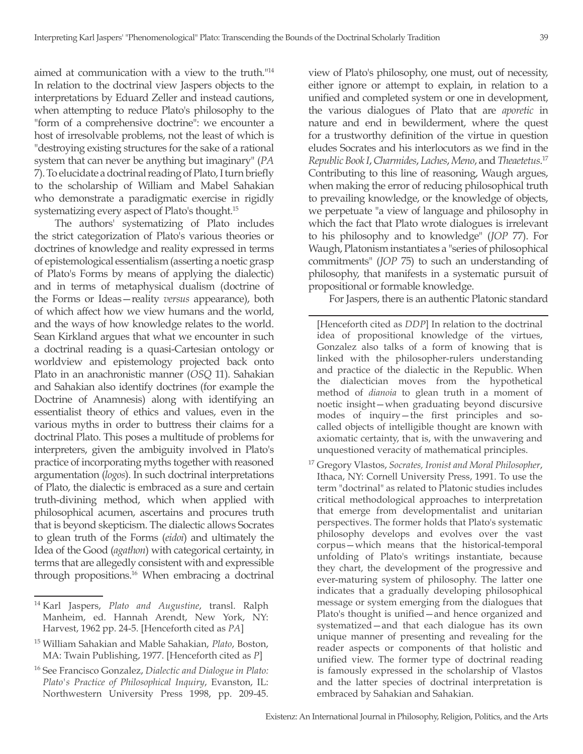aimed at communication with a view to the truth."[14] In relation to the doctrinal view Jaspers objects to the interpretations by Eduard Zeller and instead cautions, when attempting to reduce Plato's philosophy to the "form of a comprehensive doctrine": we encounter a host of irresolvable problems, not the least of which is "destroying existing structures for the sake of a rational system that can never be anything but imaginary" (*PA* 7). To elucidate a doctrinal reading of Plato, I turn briefly to the scholarship of William and Mabel Sahakian who demonstrate a paradigmatic exercise in rigidly systematizing every aspect of Plato's thought.[15]

The authors' systematizing of Plato includes the strict categorization of Plato's various theories or doctrines of knowledge and reality expressed in terms of epistemological essentialism (asserting a noetic grasp of Plato's Forms by means of applying the dialectic) and in terms of metaphysical dualism (doctrine of the Forms or Ideas—reality *versus* appearance), both of which affect how we view humans and the world, and the ways of how knowledge relates to the world. Sean Kirkland argues that what we encounter in such a doctrinal reading is a quasi-Cartesian ontology or worldview and epistemology projected back onto Plato in an anachronistic manner (*OSQ* 11). Sahakian and Sahakian also identify doctrines (for example the Doctrine of Anamnesis) along with identifying an essentialist theory of ethics and values, even in the various myths in order to buttress their claims for a doctrinal Plato. This poses a multitude of problems for interpreters, given the ambiguity involved in Plato's practice of incorporating myths together with reasoned argumentation (*logos*). In such doctrinal interpretations of Plato, the dialectic is embraced as a sure and certain truth-divining method, which when applied with philosophical acumen, ascertains and procures truth that is beyond skepticism. The dialectic allows Socrates to glean truth of the Forms (*eidoi*) and ultimately the Idea of the Good (*agathon*) with categorical certainty, in terms that are allegedly consistent with and expressible through propositions.[16] When embracing a doctrinal view of Plato's philosophy, one must, out of necessity, either ignore or attempt to explain, in relation to a unified and completed system or one in development, the various dialogues of Plato that are *aporetic* in nature and end in bewilderment, where the quest for a trustworthy definition of the virtue in question eludes Socrates and his interlocutors as we find in the *Republic Book I*, *Charmides*, *Laches*, *Meno*, and *Theaetetus*.[17] Contributing to this line of reasoning, Waugh argues, when making the error of reducing philosophical truth to prevailing knowledge, or the knowledge of objects, we perpetuate "a view of language and philosophy in which the fact that Plato wrote dialogues is irrelevant to his philosophy and to knowledge" (*JOP* 77). For Waugh, Platonism instantiates a "series of philosophical commitments" (*JOP* 75) to such an understanding of philosophy, that manifests in a systematic pursuit of propositional or formable knowledge.

For Jaspers, there is an authentic Platonic standard

---

[14] Karl Jaspers, *Plato and Augustine*, transl. Ralph Manheim, ed. Hannah Arendt, New York, NY: Harvest, 1962 pp. 24-5. [Henceforth cited as *PA*]

[15] William Sahakian and Mable Sahakian, *Plato*, Boston, MA: Twain Publishing, 1977. [Henceforth cited as *P*]

[16] See Francisco Gonzalez, *Dialectic and Dialogue in Plato: Plato's Practice of Philosophical Inquiry*, Evanston, IL: Northwestern University Press 1998, pp. 209-45. [Henceforth cited as *DDP*] In relation to the doctrinal idea of propositional knowledge of the virtues, Gonzalez also talks of a form of knowing that is linked with the philosopher-rulers understanding and practice of the dialectic in the Republic. When the dialectician moves from the hypothetical method of *dianoia* to glean truth in a moment of noetic insight—when graduating beyond discursive modes of inquiry—the first principles and so-called objects of intelligible thought are known with axiomatic certainty, that is, with the unwavering and unquestioned veracity of mathematical principles.

[17] Gregory Vlastos, *Socrates, Ironist and Moral Philosopher*, Ithaca, NY: Cornell University Press, 1991. To use the term "doctrinal" as related to Platonic studies includes critical methodological approaches to interpretation that emerge from developmentalist and unitarian perspectives. The former holds that Plato's systematic philosophy develops and evolves over the vast corpus—which means that the historical-temporal unfolding of Plato's writings instantiate, because they chart, the development of the progressive and ever-maturing system of philosophy. The latter one indicates that a gradually developing philosophical message or system emerging from the dialogues that Plato's thought is unified—and hence organized and systematized—and that each dialogue has its own unique manner of presenting and revealing for the reader aspects or components of that holistic and unified view. The former type of doctrinal reading is famously expressed in the scholarship of Vlastos and the latter species of doctrinal interpretation is embraced by Sahakian and Sahakian.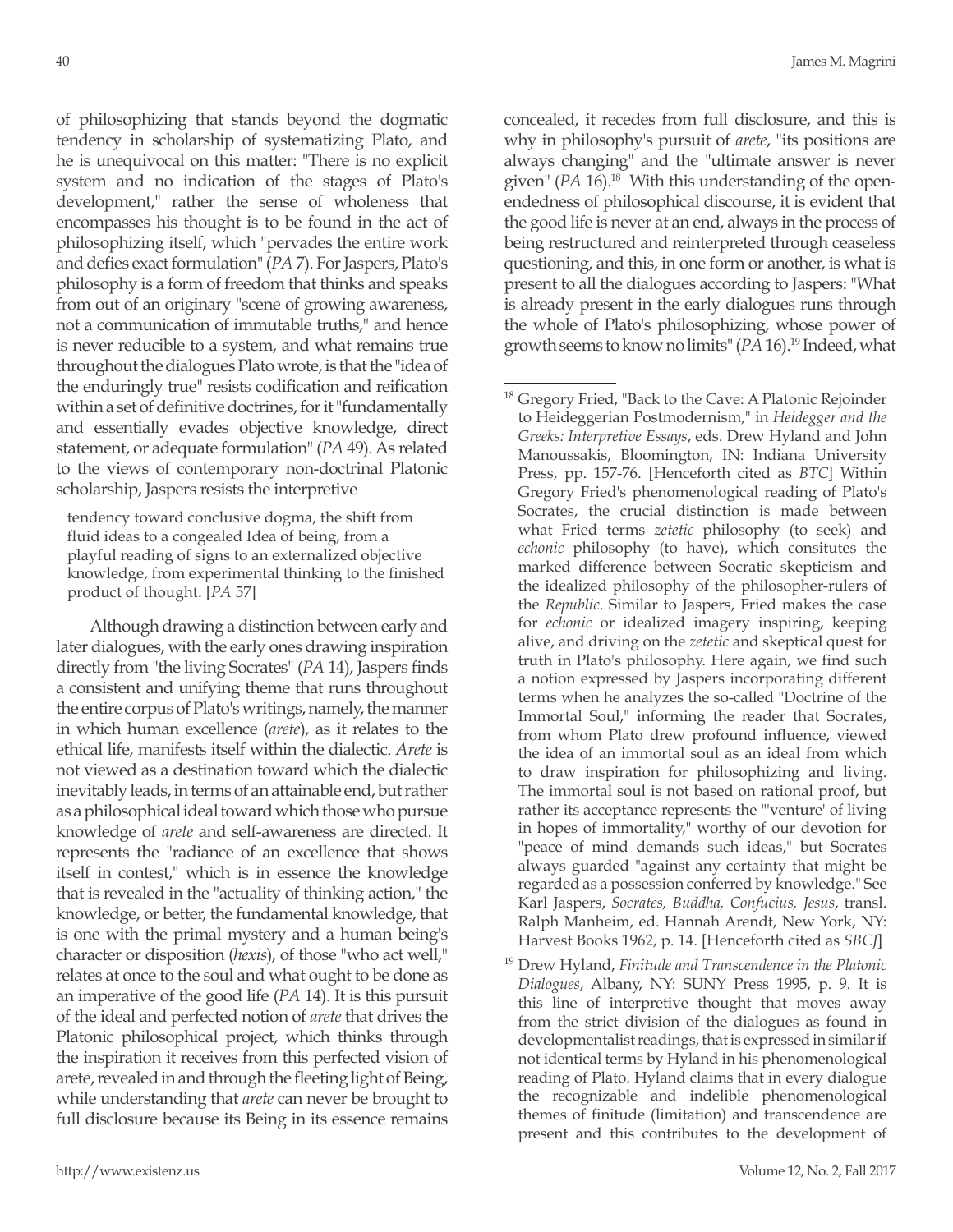of philosophizing that stands beyond the dogmatic tendency in scholarship of systematizing Plato, and he is unequivocal on this matter: "There is no explicit system and no indication of the stages of Plato's development," rather the sense of wholeness that encompasses his thought is to be found in the act of philosophizing itself, which "pervades the entire work and defies exact formulation" (*PA* 7). For Jaspers, Plato's philosophy is a form of freedom that thinks and speaks from out of an originary "scene of growing awareness, not a communication of immutable truths," and hence is never reducible to a system, and what remains true throughout the dialogues Plato wrote, is that the "idea of the enduringly true" resists codification and reification within a set of definitive doctrines, for it "fundamentally and essentially evades objective knowledge, direct statement, or adequate formulation" (*PA* 49). As related to the views of contemporary non-doctrinal Platonic scholarship, Jaspers resists the interpretive

> tendency toward conclusive dogma, the shift from fluid ideas to a congealed Idea of being, from a playful reading of signs to an externalized objective knowledge, from experimental thinking to the finished product of thought. [*PA* 57]

Although drawing a distinction between early and later dialogues, with the early ones drawing inspiration directly from "the living Socrates" (*PA* 14), Jaspers finds a consistent and unifying theme that runs throughout the entire corpus of Plato's writings, namely, the manner in which human excellence (*arete*), as it relates to the ethical life, manifests itself within the dialectic. *Arete* is not viewed as a destination toward which the dialectic inevitably leads, in terms of an attainable end, but rather as a philosophical ideal toward which those who pursue knowledge of *arete* and self-awareness are directed. It represents the "radiance of an excellence that shows itself in contest," which is in essence the knowledge that is revealed in the "actuality of thinking action," the knowledge, or better, the fundamental knowledge, that is one with the primal mystery and a human being's character or disposition (*hexis*), of those "who act well," relates at once to the soul and what ought to be done as an imperative of the good life (*PA* 14). It is this pursuit of the ideal and perfected notion of *arete* that drives the Platonic philosophical project, which thinks through the inspiration it receives from this perfected vision of arete, revealed in and through the fleeting light of Being, while understanding that *arete* can never be brought to full disclosure because its Being in its essence remains concealed, it recedes from full disclosure, and this is why in philosophy's pursuit of *arete*, "its positions are always changing" and the "ultimate answer is never given" (*PA* 16).[18] With this understanding of the open-endedness of philosophical discourse, it is evident that the good life is never at an end, always in the process of being restructured and reinterpreted through ceaseless questioning, and this, in one form or another, is what is present to all the dialogues according to Jaspers: "What is already present in the early dialogues runs through the whole of Plato's philosophizing, whose power of growth seems to know no limits" (*PA* 16).[19] Indeed, what

---

[18] Gregory Fried, "Back to the Cave: A Platonic Rejoinder to Heideggerian Postmodernism," in *Heidegger and the Greeks: Interpretive Essays*, eds. Drew Hyland and John Manoussakis, Bloomington, IN: Indiana University Press, pp. 157-76. [Henceforth cited as *BTC*] Within Gregory Fried's phenomenological reading of Plato's Socrates, the crucial distinction is made between what Fried terms *zetetic* philosophy (to seek) and *echonic* philosophy (to have), which consitutes the marked difference between Socratic skepticism and the idealized philosophy of the philosopher-rulers of the *Republic*. Similar to Jaspers, Fried makes the case for *echonic* or idealized imagery inspiring, keeping alive, and driving on the *zetetic* and skeptical quest for truth in Plato's philosophy. Here again, we find such a notion expressed by Jaspers incorporating different terms when he analyzes the so-called "Doctrine of the Immortal Soul," informing the reader that Socrates, from whom Plato drew profound influence, viewed the idea of an immortal soul as an ideal from which to draw inspiration for philosophizing and living. The immortal soul is not based on rational proof, but rather its acceptance represents the "'venture' of living in hopes of immortality," worthy of our devotion for "peace of mind demands such ideas," but Socrates always guarded "against any certainty that might be regarded as a possession conferred by knowledge." See Karl Jaspers, *Socrates, Buddha, Confucius, Jesus*, transl. Ralph Manheim, ed. Hannah Arendt, New York, NY: Harvest Books 1962, p. 14. [Henceforth cited as *SBCJ*]

[19] Drew Hyland, *Finitude and Transcendence in the Platonic Dialogues*, Albany, NY: SUNY Press 1995, p. 9. It is this line of interpretive thought that moves away from the strict division of the dialogues as found in developmentalist readings, that is expressed in similar if not identical terms by Hyland in his phenomenological reading of Plato. Hyland claims that in every dialogue the recognizable and indelible phenomenological themes of finitude (limitation) and transcendence are present and this contributes to the development of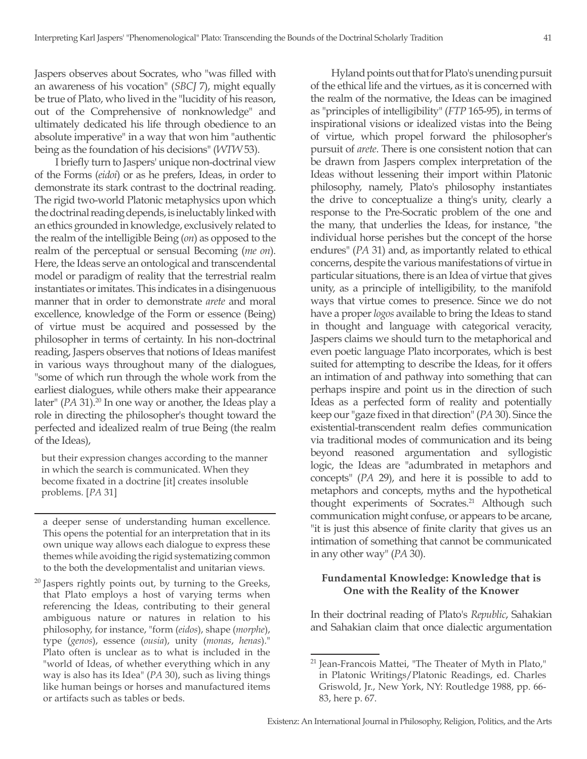Jaspers observes about Socrates, who "was filled with an awareness of his vocation" (*SBCJ* 7), might equally be true of Plato, who lived in the "lucidity of his reason, out of the Comprehensive of nonknowledge" and ultimately dedicated his life through obedience to an absolute imperative" in a way that won him "authentic being as the foundation of his decisions" (*WTW* 53).

I briefly turn to Jaspers' unique non-doctrinal view of the Forms (*eidoi*) or as he prefers, Ideas, in order to demonstrate its stark contrast to the doctrinal reading. The rigid two-world Platonic metaphysics upon which the doctrinal reading depends, is ineluctably linked with an ethics grounded in knowledge, exclusively related to the realm of the intelligible Being (*on*) as opposed to the realm of the perceptual or sensual Becoming (*me on*). Here, the Ideas serve an ontological and transcendental model or paradigm of reality that the terrestrial realm instantiates or imitates. This indicates in a disingenuous manner that in order to demonstrate *arete* and moral excellence, knowledge of the Form or essence (Being) of virtue must be acquired and possessed by the philosopher in terms of certainty. In his non-doctrinal reading, Jaspers observes that notions of Ideas manifest in various ways throughout many of the dialogues, "some of which run through the whole work from the earliest dialogues, while others make their appearance later" (*PA* 31).[20] In one way or another, the Ideas play a role in directing the philosopher's thought toward the perfected and idealized realm of true Being (the realm of the Ideas),

> but their expression changes according to the manner in which the search is communicated. When they become fixated in a doctrine [it] creates insoluble problems. [*PA* 31]

Hyland points out that for Plato's unending pursuit of the ethical life and the virtues, as it is concerned with the realm of the normative, the Ideas can be imagined as "principles of intelligibility" (*FTP* 165-95), in terms of inspirational visions or idealized vistas into the Being of virtue, which propel forward the philosopher's pursuit of *arete*. There is one consistent notion that can be drawn from Jaspers complex interpretation of the Ideas without lessening their import within Platonic philosophy, namely, Plato's philosophy instantiates the drive to conceptualize a thing's unity, clearly a response to the Pre-Socratic problem of the one and the many, that underlies the Ideas, for instance, "the individual horse perishes but the concept of the horse endures" (*PA* 31) and, as importantly related to ethical concerns, despite the various manifestations of virtue in particular situations, there is an Idea of virtue that gives unity, as a principle of intelligibility, to the manifold ways that virtue comes to presence. Since we do not have a proper *logos* available to bring the Ideas to stand in thought and language with categorical veracity, Jaspers claims we should turn to the metaphorical and even poetic language Plato incorporates, which is best suited for attempting to describe the Ideas, for it offers an intimation of and pathway into something that can perhaps inspire and point us in the direction of such Ideas as a perfected form of reality and potentially keep our "gaze fixed in that direction" (*PA* 30). Since the existential-transcendent realm defies communication via traditional modes of communication and its being beyond reasoned argumentation and syllogistic logic, the Ideas are "adumbrated in metaphors and concepts" (*PA* 29), and here it is possible to add to metaphors and concepts, myths and the hypothetical thought experiments of Socrates.[21] Although such communication might confuse, or appears to be arcane, "it is just this absence of finite clarity that gives us an intimation of something that cannot be communicated in any other way" (*PA* 30).

### Fundamental Knowledge: Knowledge that is One with the Reality of the Knower

In their doctrinal reading of Plato's *Republic*, Sahakian and Sahakian claim that once dialectic argumentation

---

a deeper sense of understanding human excellence. This opens the potential for an interpretation that in its own unique way allows each dialogue to express these themes while avoiding the rigid systematizing common to the both the developmentalist and unitarian views.

[20] Jaspers rightly points out, by turning to the Greeks, that Plato employs a host of varying terms when referencing the Ideas, contributing to their general ambiguous nature or natures in relation to his philosophy, for instance, "form (*eidos*), shape (*morphe*), type (*genos*), essence (*ousia*), unity (*monas*, *henas*)." Plato often is unclear as to what is included in the "world of Ideas, of whether everything which in any way is also has its Idea" (*PA* 30), such as living things like human beings or horses and manufactured items or artifacts such as tables or beds.

[21] Jean-Francois Mattei, "The Theater of Myth in Plato," in Platonic Writings/Platonic Readings, ed. Charles Griswold, Jr., New York, NY: Routledge 1988, pp. 66-83, here p. 67.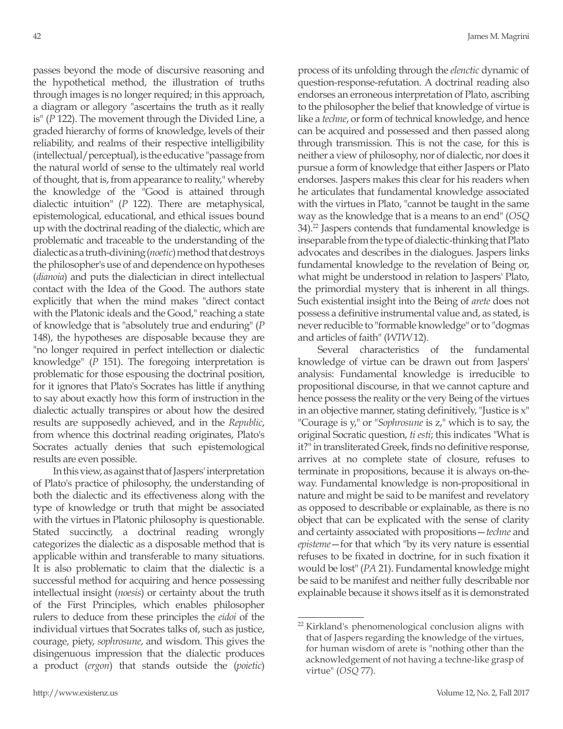passes beyond the mode of discursive reasoning and the hypothetical method, the illustration of truths through images is no longer required; in this approach, a diagram or allegory "ascertains the truth as it really is" (*P* 122). The movement through the Divided Line, a graded hierarchy of forms of knowledge, levels of their reliability, and realms of their respective intelligibility (intellectual/perceptual), is the educative "passage from the natural world of sense to the ultimately real world of thought, that is, from appearance to reality," whereby the knowledge of the "Good is attained through dialectic intuition" (*P* 122). There are metaphysical, epistemological, educational, and ethical issues bound up with the doctrinal reading of the dialectic, which are problematic and traceable to the understanding of the dialectic as a truth-divining (*noetic*) method that destroys the philosopher's use of and dependence on hypotheses (*dianoia*) and puts the dialectician in direct intellectual contact with the Idea of the Good. The authors state explicitly that when the mind makes "direct contact with the Platonic ideals and the Good," reaching a state of knowledge that is "absolutely true and enduring" (*P* 148), the hypotheses are disposable because they are "no longer required in perfect intellection or dialectic knowledge" (*P* 151). The foregoing interpretation is problematic for those espousing the doctrinal position, for it ignores that Plato's Socrates has little if anything to say about exactly how this form of instruction in the dialectic actually transpires or about how the desired results are supposedly achieved, and in the *Republic*, from whence this doctrinal reading originates, Plato's Socrates actually denies that such epistemological results are even possible.

In this view, as against that of Jaspers' interpretation of Plato's practice of philosophy, the understanding of both the dialectic and its effectiveness along with the type of knowledge or truth that might be associated with the virtues in Platonic philosophy is questionable. Stated succinctly, a doctrinal reading wrongly categorizes the dialectic as a disposable method that is applicable within and transferable to many situations. It is also problematic to claim that the dialectic is a successful method for acquiring and hence possessing intellectual insight (*noesis*) or certainty about the truth of the First Principles, which enables philosopher rulers to deduce from these principles the *eidoi* of the individual virtues that Socrates talks of, such as justice, courage, piety, *sophrosune*, and wisdom. This gives the disingenuous impression that the dialectic produces a product (*ergon*) that stands outside the (*poietic*) process of its unfolding through the *elenctic* dynamic of question-response-refutation. A doctrinal reading also endorses an erroneous interpretation of Plato, ascribing to the philosopher the belief that knowledge of virtue is like a *techne*, or form of technical knowledge, and hence can be acquired and possessed and then passed along through transmission. This is not the case, for this is neither a view of philosophy, nor of dialectic, nor does it pursue a form of knowledge that either Jaspers or Plato endorses. Jaspers makes this clear for his readers when he articulates that fundamental knowledge associated with the virtues in Plato, "cannot be taught in the same way as the knowledge that is a means to an end" (*OSQ* 34).[22] Jaspers contends that fundamental knowledge is inseparable from the type of dialectic-thinking that Plato advocates and describes in the dialogues. Jaspers links fundamental knowledge to the revelation of Being or, what might be understood in relation to Jaspers' Plato, the primordial mystery that is inherent in all things. Such existential insight into the Being of *arete* does not possess a definitive instrumental value and, as stated, is never reducible to "formable knowledge" or to "dogmas and articles of faith" (*WTW* 12).

Several characteristics of the fundamental knowledge of virtue can be drawn out from Jaspers' analysis: Fundamental knowledge is irreducible to propositional discourse, in that we cannot capture and hence possess the reality or the very Being of the virtues in an objective manner, stating definitively, "Justice is x" "Courage is y," or "*Sophrosune* is z," which is to say, the original Socratic question, *ti esti*; this indicates "What is it?" in transliterated Greek, finds no definitive response, arrives at no complete state of closure, refuses to terminate in propositions, because it is always on-the-way. Fundamental knowledge is non-propositional in nature and might be said to be manifest and revelatory as opposed to describable or explainable, as there is no object that can be explicated with the sense of clarity and certainty associated with propositions—*techne* and *episteme*—for that which "by its very nature is essential refuses to be fixated in doctrine, for in such fixation it would be lost" (*PA* 21). Fundamental knowledge might be said to be manifest and neither fully describable nor explainable because it shows itself as it is demonstrated

---

[22] Kirkland's phenomenological conclusion aligns with that of Jaspers regarding the knowledge of the virtues, for human wisdom of arete is "nothing other than the acknowledgement of not having a techne-like grasp of virtue" (*OSQ* 77).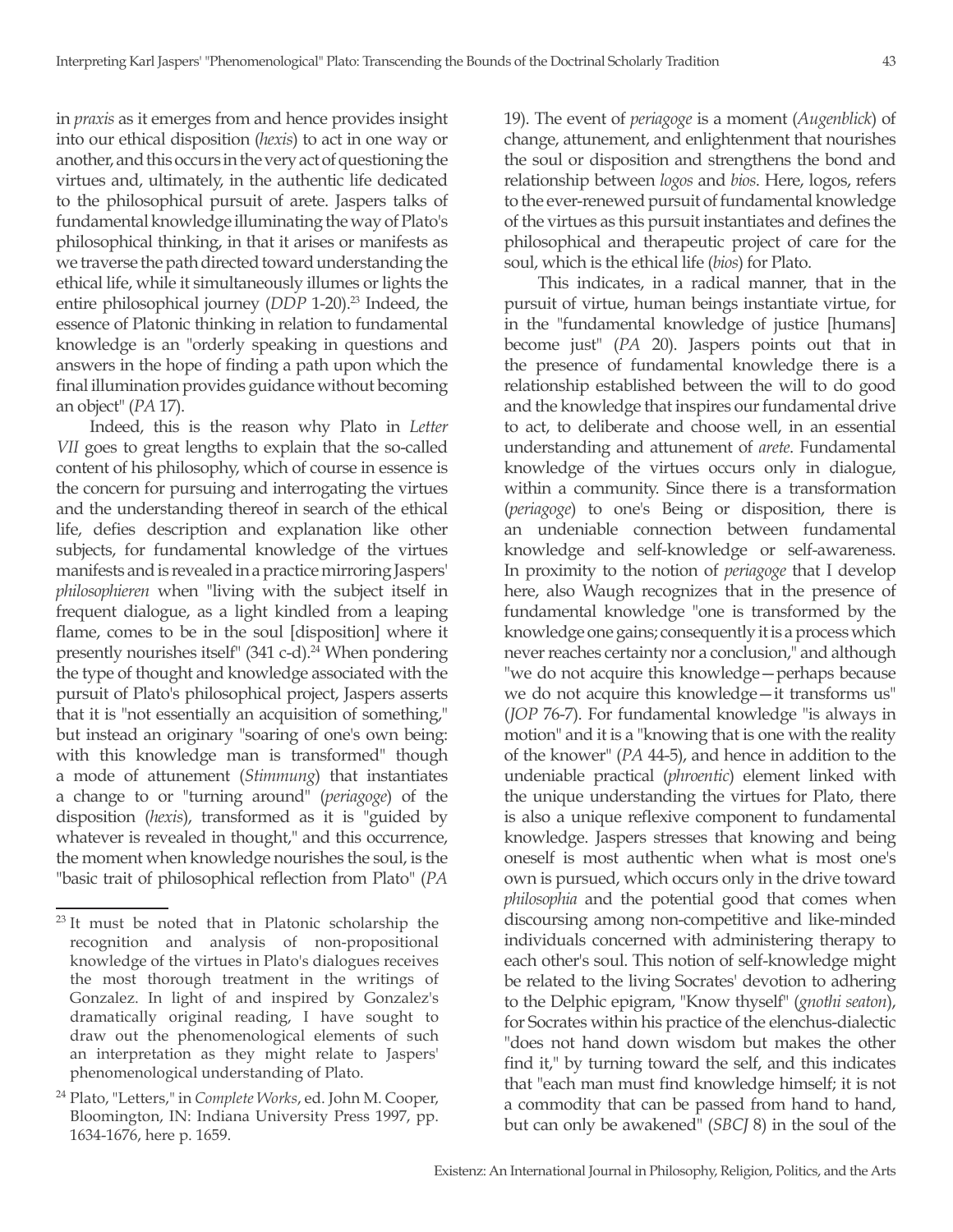in *praxis* as it emerges from and hence provides insight into our ethical disposition (*hexis*) to act in one way or another, and this occurs in the very act of questioning the virtues and, ultimately, in the authentic life dedicated to the philosophical pursuit of arete. Jaspers talks of fundamental knowledge illuminating the way of Plato's philosophical thinking, in that it arises or manifests as we traverse the path directed toward understanding the ethical life, while it simultaneously illumes or lights the entire philosophical journey (*DDP* 1-20).[23] Indeed, the essence of Platonic thinking in relation to fundamental knowledge is an "orderly speaking in questions and answers in the hope of finding a path upon which the final illumination provides guidance without becoming an object" (*PA* 17).

Indeed, this is the reason why Plato in *Letter VII* goes to great lengths to explain that the so-called content of his philosophy, which of course in essence is the concern for pursuing and interrogating the virtues and the understanding thereof in search of the ethical life, defies description and explanation like other subjects, for fundamental knowledge of the virtues manifests and is revealed in a practice mirroring Jaspers' *philosophieren* when "living with the subject itself in frequent dialogue, as a light kindled from a leaping flame, comes to be in the soul [disposition] where it presently nourishes itself" (341 c-d).[24] When pondering the type of thought and knowledge associated with the pursuit of Plato's philosophical project, Jaspers asserts that it is "not essentially an acquisition of something," but instead an originary "soaring of one's own being: with this knowledge man is transformed" though a mode of attunement (*Stimmung*) that instantiates a change to or "turning around" (*periagoge*) of the disposition (*hexis*), transformed as it is "guided by whatever is revealed in thought," and this occurrence, the moment when knowledge nourishes the soul, is the "basic trait of philosophical reflection from Plato" (*PA* 19). The event of *periagoge* is a moment (*Augenblick*) of change, attunement, and enlightenment that nourishes the soul or disposition and strengthens the bond and relationship between *logos* and *bios*. Here, logos, refers to the ever-renewed pursuit of fundamental knowledge of the virtues as this pursuit instantiates and defines the philosophical and therapeutic project of care for the soul, which is the ethical life (*bios*) for Plato.

This indicates, in a radical manner, that in the pursuit of virtue, human beings instantiate virtue, for in the "fundamental knowledge of justice [humans] become just" (*PA* 20). Jaspers points out that in the presence of fundamental knowledge there is a relationship established between the will to do good and the knowledge that inspires our fundamental drive to act, to deliberate and choose well, in an essential understanding and attunement of *arete*. Fundamental knowledge of the virtues occurs only in dialogue, within a community. Since there is a transformation (*periagoge*) to one's Being or disposition, there is an undeniable connection between fundamental knowledge and self-knowledge or self-awareness. In proximity to the notion of *periagoge* that I develop here, also Waugh recognizes that in the presence of fundamental knowledge "one is transformed by the knowledge one gains; consequently it is a process which never reaches certainty nor a conclusion," and although "we do not acquire this knowledge—perhaps because we do not acquire this knowledge—it transforms us" (*JOP* 76-7). For fundamental knowledge "is always in motion" and it is a "knowing that is one with the reality of the knower" (*PA* 44-5), and hence in addition to the undeniable practical (*phroentic*) element linked with the unique understanding the virtues for Plato, there is also a unique reflexive component to fundamental knowledge. Jaspers stresses that knowing and being oneself is most authentic when what is most one's own is pursued, which occurs only in the drive toward *philosophia* and the potential good that comes when discoursing among non-competitive and like-minded individuals concerned with administering therapy to each other's soul. This notion of self-knowledge might be related to the living Socrates' devotion to adhering to the Delphic epigram, "Know thyself" (*gnothi seaton*), for Socrates within his practice of the elenchus-dialectic "does not hand down wisdom but makes the other find it," by turning toward the self, and this indicates that "each man must find knowledge himself; it is not a commodity that can be passed from hand to hand, but can only be awakened" (*SBCJ* 8) in the soul of the

---

[23] It must be noted that in Platonic scholarship the recognition and analysis of non-propositional knowledge of the virtues in Plato's dialogues receives the most thorough treatment in the writings of Gonzalez. In light of and inspired by Gonzalez's dramatically original reading, I have sought to draw out the phenomenological elements of such an interpretation as they might relate to Jaspers' phenomenological understanding of Plato.

[24] Plato, "Letters," in *Complete Works*, ed. John M. Cooper, Bloomington, IN: Indiana University Press 1997, pp. 1634-1676, here p. 1659.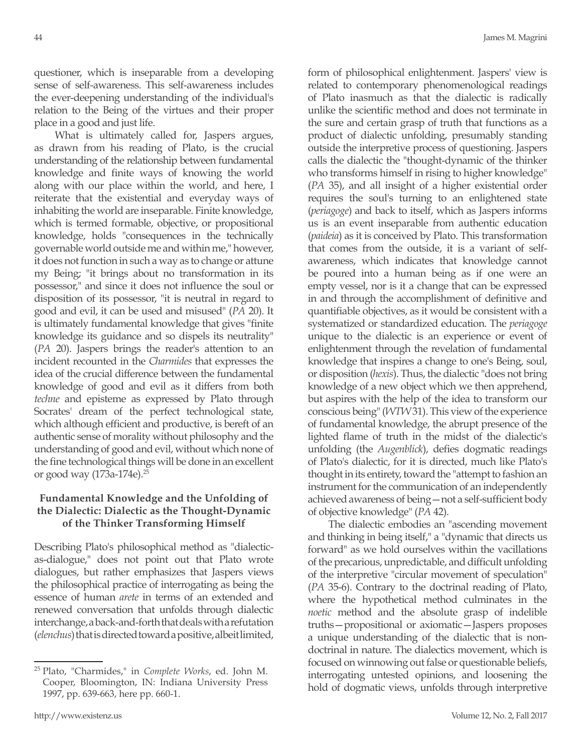questioner, which is inseparable from a developing sense of self-awareness. This self-awareness includes the ever-deepening understanding of the individual's relation to the Being of the virtues and their proper place in a good and just life.

What is ultimately called for, Jaspers argues, as drawn from his reading of Plato, is the crucial understanding of the relationship between fundamental knowledge and finite ways of knowing the world along with our place within the world, and here, I reiterate that the existential and everyday ways of inhabiting the world are inseparable. Finite knowledge, which is termed formable, objective, or propositional knowledge, holds "consequences in the technically governable world outside me and within me," however, it does not function in such a way as to change or attune my Being; "it brings about no transformation in its possessor," and since it does not influence the soul or disposition of its possessor, "it is neutral in regard to good and evil, it can be used and misused" (*PA* 20). It is ultimately fundamental knowledge that gives "finite knowledge its guidance and so dispels its neutrality" (*PA* 20). Jaspers brings the reader's attention to an incident recounted in the *Charmides* that expresses the idea of the crucial difference between the fundamental knowledge of good and evil as it differs from both *techne* and episteme as expressed by Plato through Socrates' dream of the perfect technological state, which although efficient and productive, is bereft of an authentic sense of morality without philosophy and the understanding of good and evil, without which none of the fine technological things will be done in an excellent or good way (173a-174e).[25]

### Fundamental Knowledge and the Unfolding of the Dialectic: Dialectic as the Thought-Dynamic of the Thinker Transforming Himself

Describing Plato's philosophical method as "dialectic-as-dialogue," does not point out that Plato wrote dialogues, but rather emphasizes that Jaspers views the philosophical practice of interrogating as being the essence of human *arete* in terms of an extended and renewed conversation that unfolds through dialectic interchange, a back-and-forth that deals with a refutation (*elenchus*) that is directed toward a positive, albeit limited, form of philosophical enlightenment. Jaspers' view is related to contemporary phenomenological readings of Plato inasmuch as that the dialectic is radically unlike the scientific method and does not terminate in the sure and certain grasp of truth that functions as a product of dialectic unfolding, presumably standing outside the interpretive process of questioning. Jaspers calls the dialectic the "thought-dynamic of the thinker who transforms himself in rising to higher knowledge" (*PA* 35), and all insight of a higher existential order requires the soul's turning to an enlightened state (*periagoge*) and back to itself, which as Jaspers informs us is an event inseparable from authentic education (*paideia*) as it is conceived by Plato. This transformation that comes from the outside, it is a variant of self-awareness, which indicates that knowledge cannot be poured into a human being as if one were an empty vessel, nor is it a change that can be expressed in and through the accomplishment of definitive and quantifiable objectives, as it would be consistent with a systematized or standardized education. The *periagoge* unique to the dialectic is an experience or event of enlightenment through the revelation of fundamental knowledge that inspires a change to one's Being, soul, or disposition (*hexis*). Thus, the dialectic "does not bring knowledge of a new object which we then apprehend, but aspires with the help of the idea to transform our conscious being" (*WTW* 31). This view of the experience of fundamental knowledge, the abrupt presence of the lighted flame of truth in the midst of the dialectic's unfolding (the *Augenblick*), defies dogmatic readings of Plato's dialectic, for it is directed, much like Plato's thought in its entirety, toward the "attempt to fashion an instrument for the communication of an independently achieved awareness of being—not a self-sufficient body of objective knowledge" (*PA* 42).

The dialectic embodies an "ascending movement and thinking in being itself," a "dynamic that directs us forward" as we hold ourselves within the vacillations of the precarious, unpredictable, and difficult unfolding of the interpretive "circular movement of speculation" (*PA* 35-6). Contrary to the doctrinal reading of Plato, where the hypothetical method culminates in the *noetic* method and the absolute grasp of indelible truths—propositional or axiomatic—Jaspers proposes a unique understanding of the dialectic that is non-doctrinal in nature. The dialectics movement, which is focused on winnowing out false or questionable beliefs, interrogating untested opinions, and loosening the hold of dogmatic views, unfolds through interpretive

---

[25] Plato, "Charmides," in *Complete Works*, ed. John M. Cooper, Bloomington, IN: Indiana University Press 1997, pp. 639-663, here pp. 660-1.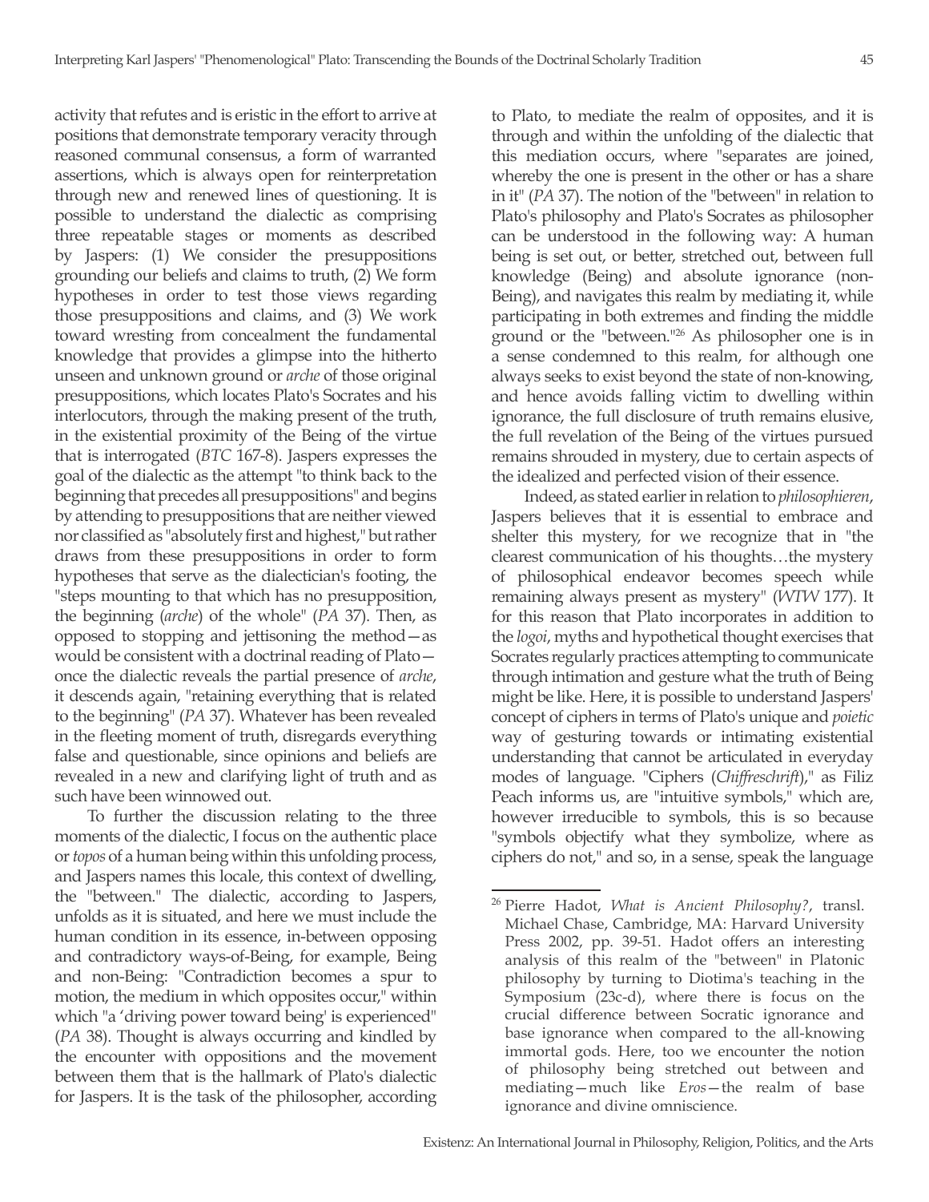activity that refutes and is eristic in the effort to arrive at positions that demonstrate temporary veracity through reasoned communal consensus, a form of warranted assertions, which is always open for reinterpretation through new and renewed lines of questioning. It is possible to understand the dialectic as comprising three repeatable stages or moments as described by Jaspers: (1) We consider the presuppositions grounding our beliefs and claims to truth, (2) We form hypotheses in order to test those views regarding those presuppositions and claims, and (3) We work toward wresting from concealment the fundamental knowledge that provides a glimpse into the hitherto unseen and unknown ground or *arche* of those original presuppositions, which locates Plato's Socrates and his interlocutors, through the making present of the truth, in the existential proximity of the Being of the virtue that is interrogated (*BTC* 167-8). Jaspers expresses the goal of the dialectic as the attempt "to think back to the beginning that precedes all presuppositions" and begins by attending to presuppositions that are neither viewed nor classified as "absolutely first and highest," but rather draws from these presuppositions in order to form hypotheses that serve as the dialectician's footing, the "steps mounting to that which has no presupposition, the beginning (*arche*) of the whole" (*PA* 37). Then, as opposed to stopping and jettisoning the method—as would be consistent with a doctrinal reading of Plato—once the dialectic reveals the partial presence of *arche*, it descends again, "retaining everything that is related to the beginning" (*PA* 37). Whatever has been revealed in the fleeting moment of truth, disregards everything false and questionable, since opinions and beliefs are revealed in a new and clarifying light of truth and as such have been winnowed out.

To further the discussion relating to the three moments of the dialectic, I focus on the authentic place or *topos* of a human being within this unfolding process, and Jaspers names this locale, this context of dwelling, the "between." The dialectic, according to Jaspers, unfolds as it is situated, and here we must include the human condition in its essence, in-between opposing and contradictory ways-of-Being, for example, Being and non-Being: "Contradiction becomes a spur to motion, the medium in which opposites occur," within which "a 'driving power toward being' is experienced" (*PA* 38). Thought is always occurring and kindled by the encounter with oppositions and the movement between them that is the hallmark of Plato's dialectic for Jaspers. It is the task of the philosopher, according to Plato, to mediate the realm of opposites, and it is through and within the unfolding of the dialectic that this mediation occurs, where "separates are joined, whereby the one is present in the other or has a share in it" (*PA* 37). The notion of the "between" in relation to Plato's philosophy and Plato's Socrates as philosopher can be understood in the following way: A human being is set out, or better, stretched out, between full knowledge (Being) and absolute ignorance (non-Being), and navigates this realm by mediating it, while participating in both extremes and finding the middle ground or the "between."[26] As philosopher one is in a sense condemned to this realm, for although one always seeks to exist beyond the state of non-knowing, and hence avoids falling victim to dwelling within ignorance, the full disclosure of truth remains elusive, the full revelation of the Being of the virtues pursued remains shrouded in mystery, due to certain aspects of the idealized and perfected vision of their essence.

Indeed, as stated earlier in relation to *philosophieren*, Jaspers believes that it is essential to embrace and shelter this mystery, for we recognize that in "the clearest communication of his thoughts…the mystery of philosophical endeavor becomes speech while remaining always present as mystery" (*WTW* 177). It for this reason that Plato incorporates in addition to the *logoi*, myths and hypothetical thought exercises that Socrates regularly practices attempting to communicate through intimation and gesture what the truth of Being might be like. Here, it is possible to understand Jaspers' concept of ciphers in terms of Plato's unique and *poietic* way of gesturing towards or intimating existential understanding that cannot be articulated in everyday modes of language. "Ciphers (*Chiffreschrift*)," as Filiz Peach informs us, are "intuitive symbols," which are, however irreducible to symbols, this is so because "symbols objectify what they symbolize, where as ciphers do not," and so, in a sense, speak the language

---

[26] Pierre Hadot, *What is Ancient Philosophy?*, transl. Michael Chase, Cambridge, MA: Harvard University Press 2002, pp. 39-51. Hadot offers an interesting analysis of this realm of the "between" in Platonic philosophy by turning to Diotima's teaching in the Symposium (23c-d), where there is focus on the crucial difference between Socratic ignorance and base ignorance when compared to the all-knowing immortal gods. Here, too we encounter the notion of philosophy being stretched out between and mediating—much like *Eros*—the realm of base ignorance and divine omniscience.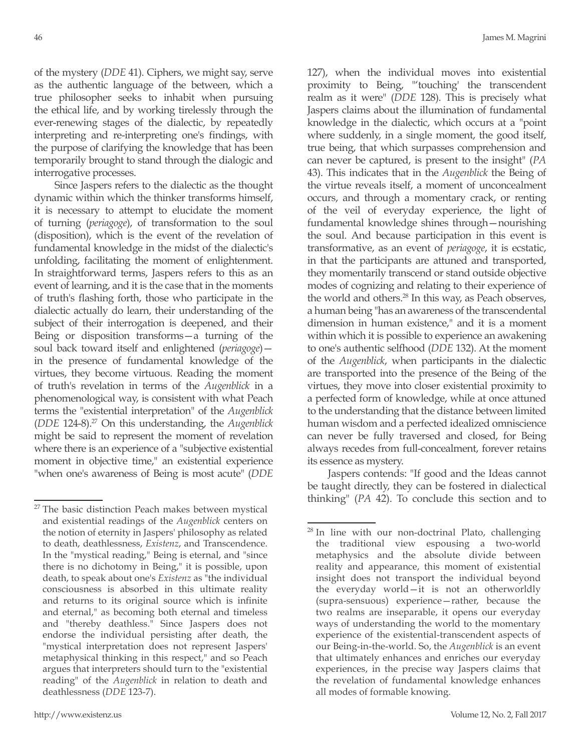of the mystery (*DDE* 41). Ciphers, we might say, serve as the authentic language of the between, which a true philosopher seeks to inhabit when pursuing the ethical life, and by working tirelessly through the ever-renewing stages of the dialectic, by repeatedly interpreting and re-interpreting one's findings, with the purpose of clarifying the knowledge that has been temporarily brought to stand through the dialogic and interrogative processes.

Since Jaspers refers to the dialectic as the thought dynamic within which the thinker transforms himself, it is necessary to attempt to elucidate the moment of turning (*periagoge*), of transformation to the soul (disposition), which is the event of the revelation of fundamental knowledge in the midst of the dialectic's unfolding, facilitating the moment of enlightenment. In straightforward terms, Jaspers refers to this as an event of learning, and it is the case that in the moments of truth's flashing forth, those who participate in the dialectic actually do learn, their understanding of the subject of their interrogation is deepened, and their Being or disposition transforms—a turning of the soul back toward itself and enlightened (*periagoge*)—in the presence of fundamental knowledge of the virtues, they become virtuous. Reading the moment of truth's revelation in terms of the *Augenblick* in a phenomenological way, is consistent with what Peach terms the "existential interpretation" of the *Augenblick* (*DDE* 124-8).[27] On this understanding, the *Augenblick* might be said to represent the moment of revelation where there is an experience of a "subjective existential moment in objective time," an existential experience "when one's awareness of Being is most acute" (*DDE* 127), when the individual moves into existential proximity to Being, "'touching' the transcendent realm as it were" (*DDE* 128). This is precisely what Jaspers claims about the illumination of fundamental knowledge in the dialectic, which occurs at a "point where suddenly, in a single moment, the good itself, true being, that which surpasses comprehension and can never be captured, is present to the insight" (*PA* 43). This indicates that in the *Augenblick* the Being of the virtue reveals itself, a moment of unconcealment occurs, and through a momentary crack, or renting of the veil of everyday experience, the light of fundamental knowledge shines through—nourishing the soul. And because participation in this event is transformative, as an event of *periagoge*, it is ecstatic, in that the participants are attuned and transported, they momentarily transcend or stand outside objective modes of cognizing and relating to their experience of the world and others.[28] In this way, as Peach observes, a human being "has an awareness of the transcendental dimension in human existence," and it is a moment within which it is possible to experience an awakening to one's authentic selfhood (*DDE* 132). At the moment of the *Augenblick*, when participants in the dialectic are transported into the presence of the Being of the virtues, they move into closer existential proximity to a perfected form of knowledge, while at once attuned to the understanding that the distance between limited human wisdom and a perfected idealized omniscience can never be fully traversed and closed, for Being always recedes from full-concealment, forever retains its essence as mystery.

Jaspers contends: "If good and the Ideas cannot be taught directly, they can be fostered in dialectical thinking" (*PA* 42). To conclude this section and to

---

[27] The basic distinction Peach makes between mystical and existential readings of the *Augenblick* centers on the notion of eternity in Jaspers' philosophy as related to death, deathlessness, *Existenz*, and Transcendence. In the "mystical reading," Being is eternal, and "since there is no dichotomy in Being," it is possible, upon death, to speak about one's *Existenz* as "the individual consciousness is absorbed in this ultimate reality and returns to its original source which is infinite and eternal," as becoming both eternal and timeless and "thereby deathless." Since Jaspers does not endorse the individual persisting after death, the "mystical interpretation does not represent Jaspers' metaphysical thinking in this respect," and so Peach argues that interpreters should turn to the "existential reading" of the *Augenblick* in relation to death and deathlessness (*DDE* 123-7).

[28] In line with our non-doctrinal Plato, challenging the traditional view espousing a two-world metaphysics and the absolute divide between reality and appearance, this moment of existential insight does not transport the individual beyond the everyday world—it is not an otherworldly (supra-sensuous) experience—rather, because the two realms are inseparable, it opens our everyday ways of understanding the world to the momentary experience of the existential-transcendent aspects of our Being-in-the-world. So, the *Augenblick* is an event that ultimately enhances and enriches our everyday experiences, in the precise way Jaspers claims that the revelation of fundamental knowledge enhances all modes of formable knowing.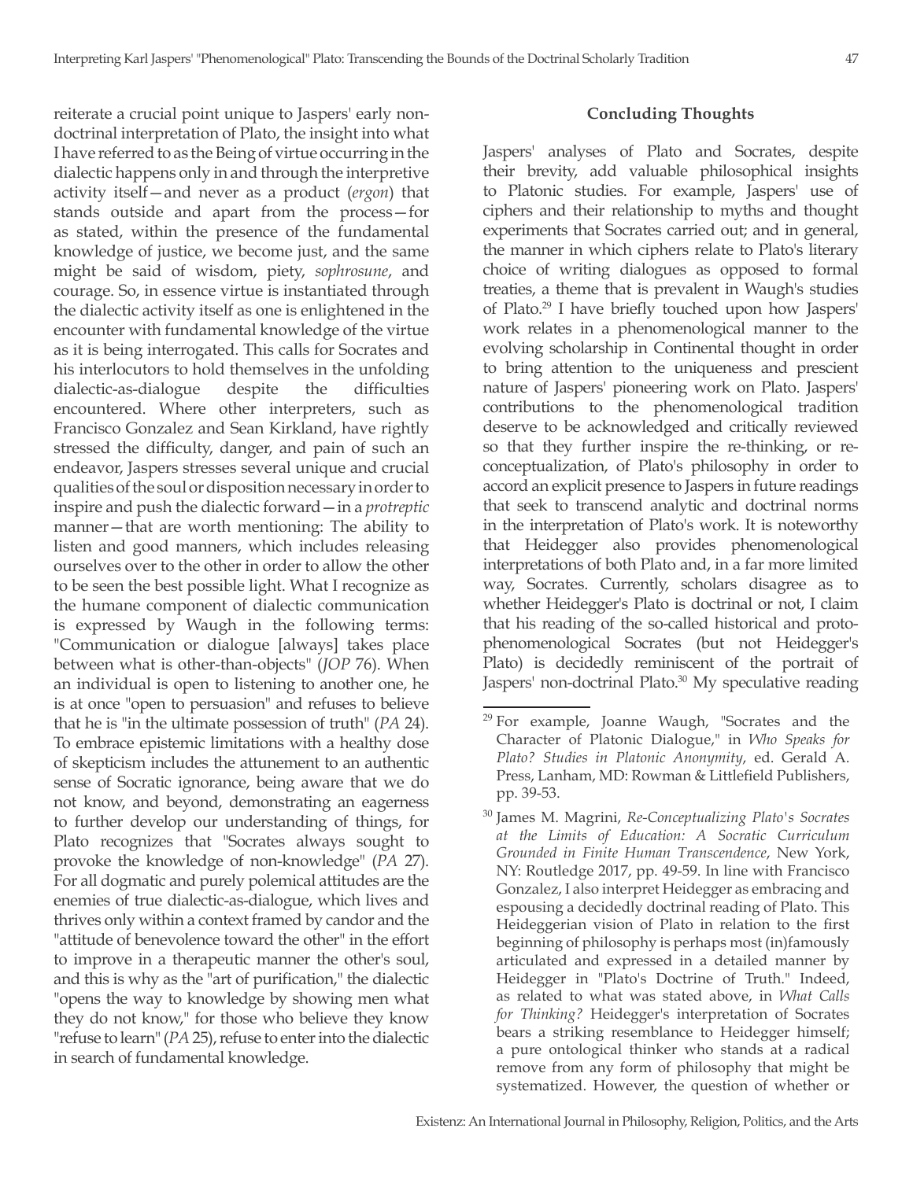reiterate a crucial point unique to Jaspers' early non-doctrinal interpretation of Plato, the insight into what I have referred to as the Being of virtue occurring in the dialectic happens only in and through the interpretive activity itself—and never as a product (*ergon*) that stands outside and apart from the process—for as stated, within the presence of the fundamental knowledge of justice, we become just, and the same might be said of wisdom, piety, *sophrosune*, and courage. So, in essence virtue is instantiated through the dialectic activity itself as one is enlightened in the encounter with fundamental knowledge of the virtue as it is being interrogated. This calls for Socrates and his interlocutors to hold themselves in the unfolding dialectic-as-dialogue despite the difficulties encountered. Where other interpreters, such as Francisco Gonzalez and Sean Kirkland, have rightly stressed the difficulty, danger, and pain of such an endeavor, Jaspers stresses several unique and crucial qualities of the soul or disposition necessary in order to inspire and push the dialectic forward—in a *protreptic* manner—that are worth mentioning: The ability to listen and good manners, which includes releasing ourselves over to the other in order to allow the other to be seen the best possible light. What I recognize as the humane component of dialectic communication is expressed by Waugh in the following terms: "Communication or dialogue [always] takes place between what is other-than-objects" (*JOP* 76). When an individual is open to listening to another one, he is at once "open to persuasion" and refuses to believe that he is "in the ultimate possession of truth" (*PA* 24). To embrace epistemic limitations with a healthy dose of skepticism includes the attunement to an authentic sense of Socratic ignorance, being aware that we do not know, and beyond, demonstrating an eagerness to further develop our understanding of things, for Plato recognizes that "Socrates always sought to provoke the knowledge of non-knowledge" (*PA* 27). For all dogmatic and purely polemical attitudes are the enemies of true dialectic-as-dialogue, which lives and thrives only within a context framed by candor and the "attitude of benevolence toward the other" in the effort to improve in a therapeutic manner the other's soul, and this is why as the "art of purification," the dialectic "opens the way to knowledge by showing men what they do not know," for those who believe they know "refuse to learn" (*PA* 25), refuse to enter into the dialectic in search of fundamental knowledge.

## Concluding Thoughts

Jaspers' analyses of Plato and Socrates, despite their brevity, add valuable philosophical insights to Platonic studies. For example, Jaspers' use of ciphers and their relationship to myths and thought experiments that Socrates carried out; and in general, the manner in which ciphers relate to Plato's literary choice of writing dialogues as opposed to formal treaties, a theme that is prevalent in Waugh's studies of Plato.[29] I have briefly touched upon how Jaspers' work relates in a phenomenological manner to the evolving scholarship in Continental thought in order to bring attention to the uniqueness and prescient nature of Jaspers' pioneering work on Plato. Jaspers' contributions to the phenomenological tradition deserve to be acknowledged and critically reviewed so that they further inspire the re-thinking, or re-conceptualization, of Plato's philosophy in order to accord an explicit presence to Jaspers in future readings that seek to transcend analytic and doctrinal norms in the interpretation of Plato's work. It is noteworthy that Heidegger also provides phenomenological interpretations of both Plato and, in a far more limited way, Socrates. Currently, scholars disagree as to whether Heidegger's Plato is doctrinal or not, I claim that his reading of the so-called historical and proto-phenomenological Socrates (but not Heidegger's Plato) is decidedly reminiscent of the portrait of Jaspers' non-doctrinal Plato.[30] My speculative reading

---

[29] For example, Joanne Waugh, "Socrates and the Character of Platonic Dialogue," in *Who Speaks for Plato? Studies in Platonic Anonymity*, ed. Gerald A. Press, Lanham, MD: Rowman & Littlefield Publishers, pp. 39-53.

[30] James M. Magrini, *Re-Conceptualizing Plato's Socrates at the Limits of Education: A Socratic Curriculum Grounded in Finite Human Transcendence*, New York, NY: Routledge 2017, pp. 49-59. In line with Francisco Gonzalez, I also interpret Heidegger as embracing and espousing a decidedly doctrinal reading of Plato. This Heideggerian vision of Plato in relation to the first beginning of philosophy is perhaps most (in)famously articulated and expressed in a detailed manner by Heidegger in "Plato's Doctrine of Truth." Indeed, as related to what was stated above, in *What Calls for Thinking?* Heidegger's interpretation of Socrates bears a striking resemblance to Heidegger himself; a pure ontological thinker who stands at a radical remove from any form of philosophy that might be systematized. However, the question of whether or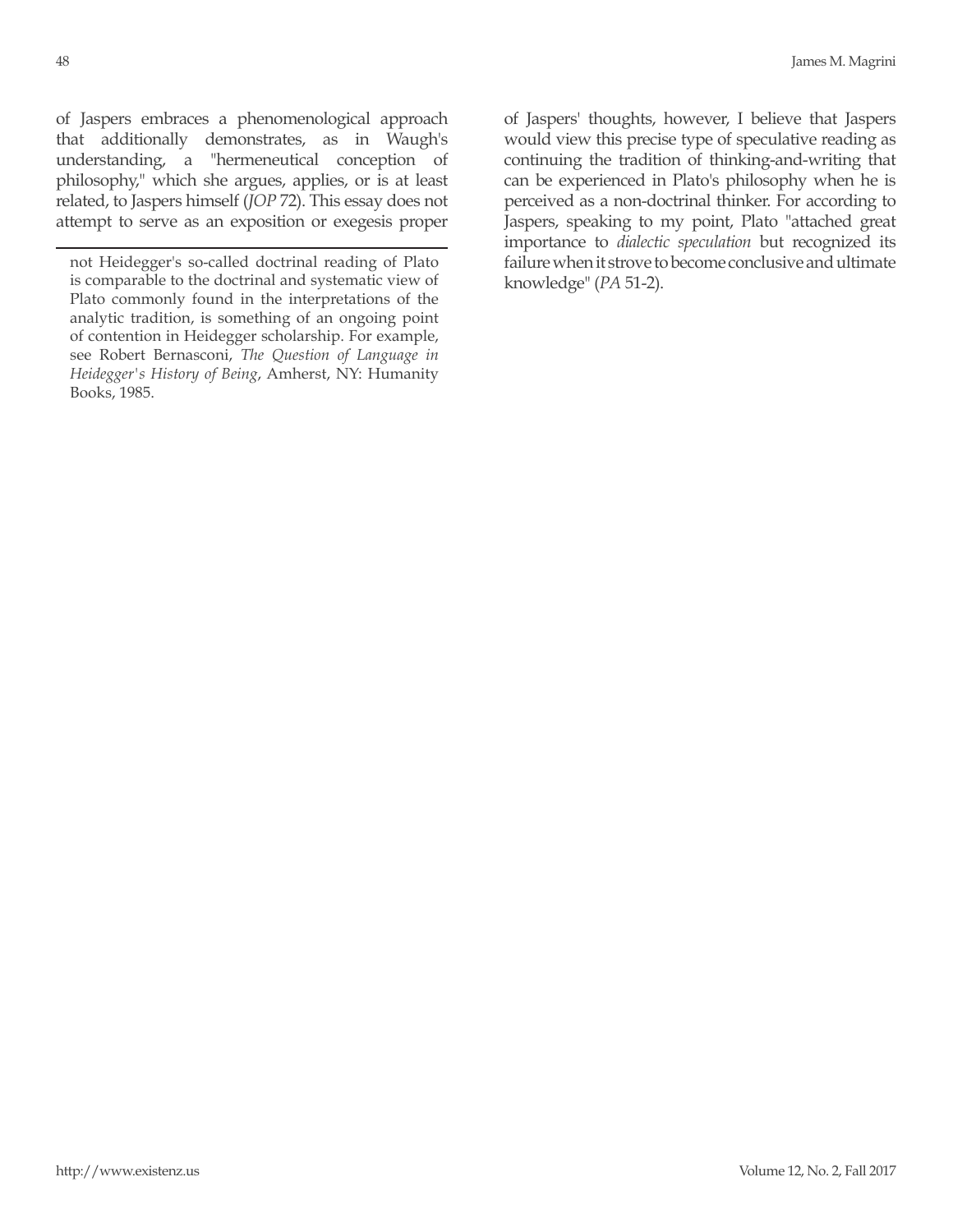of Jaspers embraces a phenomenological approach that additionally demonstrates, as in Waugh's understanding, a "hermeneutical conception of philosophy," which she argues, applies, or is at least related, to Jaspers himself (*JOP* 72). This essay does not attempt to serve as an exposition or exegesis proper of Jaspers' thoughts, however, I believe that Jaspers would view this precise type of speculative reading as continuing the tradition of thinking-and-writing that can be experienced in Plato's philosophy when he is perceived as a non-doctrinal thinker. For according to Jaspers, speaking to my point, Plato "attached great importance to *dialectic speculation* but recognized its failure when it strove to become conclusive and ultimate knowledge" (*PA* 51-2).

---

not Heidegger's so-called doctrinal reading of Plato is comparable to the doctrinal and systematic view of Plato commonly found in the interpretations of the analytic tradition, is something of an ongoing point of contention in Heidegger scholarship. For example, see Robert Bernasconi, *The Question of Language in Heidegger's History of Being*, Amherst, NY: Humanity Books, 1985.